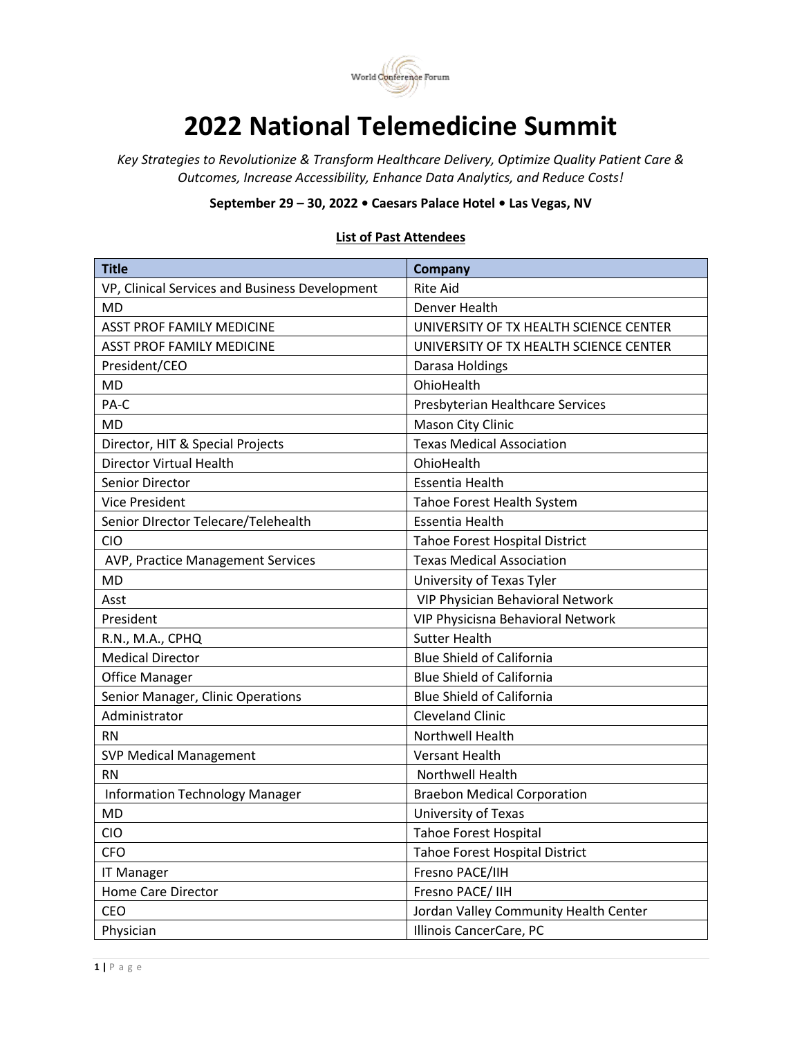World Conference Forum

# 2022 National Telemedicine Summit

*Key Strategies to Revolutionize & Transform Healthcare Delivery, Optimize Quality Patient Care & Outcomes, Increase Accessibility, Enhance Data Analytics, and Reduce Costs!*

**September 29 – 30, 2022 • Caesars Palace Hotel • Las Vegas, NV**

## List of Past Attendees

| Title | Company |
|---|---|
| VP, Clinical Services and Business Development | Rite Aid |
| MD | Denver Health |
| ASST PROF FAMILY MEDICINE | UNIVERSITY OF TX HEALTH SCIENCE CENTER |
| ASST PROF FAMILY MEDICINE | UNIVERSITY OF TX HEALTH SCIENCE CENTER |
| President/CEO | Darasa Holdings |
| MD | OhioHealth |
| PA-C | Presbyterian Healthcare Services |
| MD | Mason City Clinic |
| Director, HIT & Special Projects | Texas Medical Association |
| Director Virtual Health | OhioHealth |
| Senior Director | Essentia Health |
| Vice President | Tahoe Forest Health System |
| Senior DIrector Telecare/Telehealth | Essentia Health |
| CIO | Tahoe Forest Hospital District |
| AVP, Practice Management Services | Texas Medical Association |
| MD | University of Texas Tyler |
| Asst | VIP Physician Behavioral Network |
| President | VIP Physicisna Behavioral Network |
| R.N., M.A., CPHQ | Sutter Health |
| Medical Director | Blue Shield of California |
| Office Manager | Blue Shield of California |
| Senior Manager, Clinic Operations | Blue Shield of California |
| Administrator | Cleveland Clinic |
| RN | Northwell Health |
| SVP Medical Management | Versant Health |
| RN | Northwell Health |
| Information Technology Manager | Braebon Medical Corporation |
| MD | University of Texas |
| CIO | Tahoe Forest Hospital |
| CFO | Tahoe Forest Hospital District |
| IT Manager | Fresno PACE/IIH |
| Home Care Director | Fresno PACE/ IIH |
| CEO | Jordan Valley Community Health Center |
| Physician | Illinois CancerCare, PC |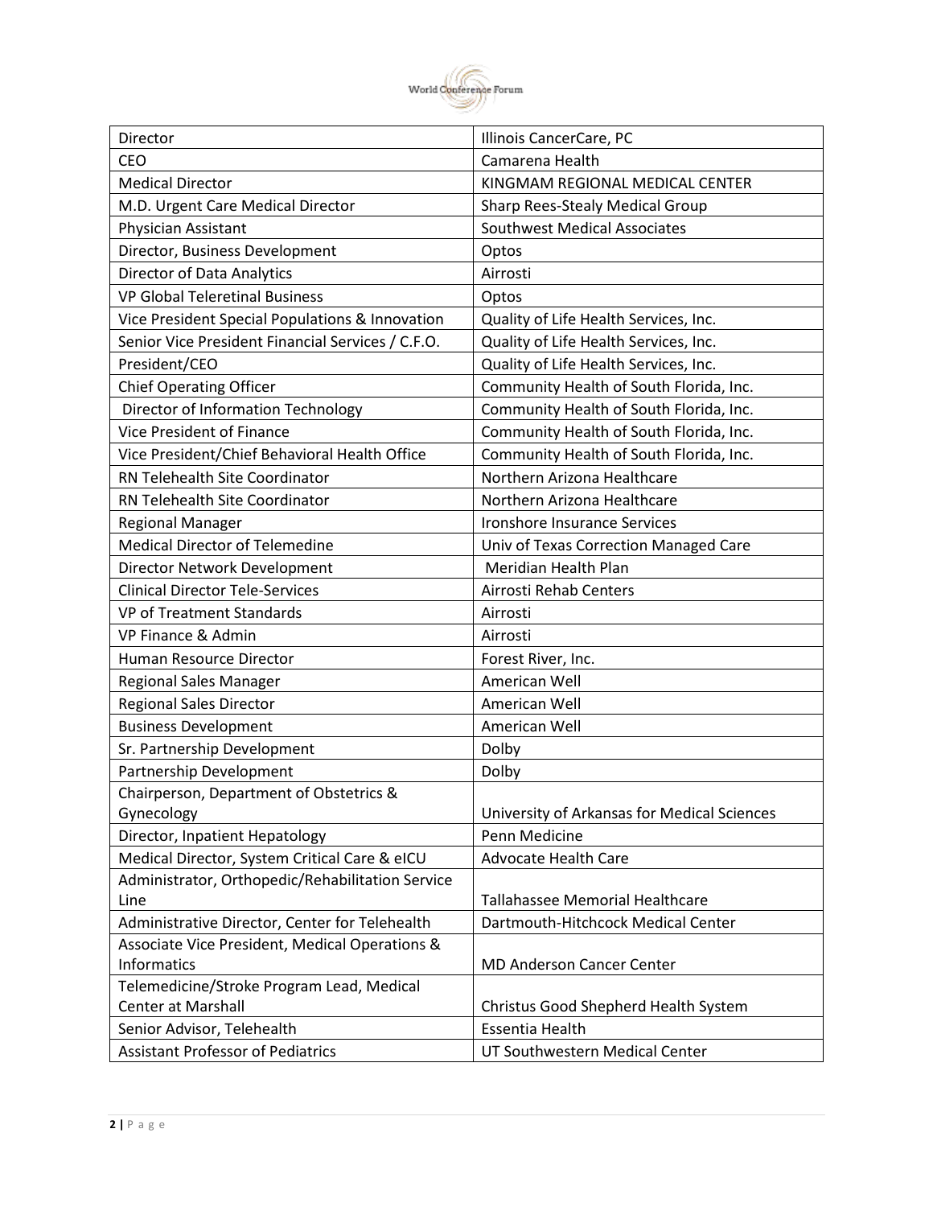| Director | Illinois CancerCare, PC |
|---|---|
| CEO | Camarena Health |
| Medical Director | KINGMAM REGIONAL MEDICAL CENTER |
| M.D. Urgent Care Medical Director | Sharp Rees-Stealy Medical Group |
| Physician Assistant | Southwest Medical Associates |
| Director, Business Development | Optos |
| Director of Data Analytics | Airrosti |
| VP Global Teleretinal Business | Optos |
| Vice President Special Populations & Innovation | Quality of Life Health Services, Inc. |
| Senior Vice President Financial Services / C.F.O. | Quality of Life Health Services, Inc. |
| President/CEO | Quality of Life Health Services, Inc. |
| Chief Operating Officer | Community Health of South Florida, Inc. |
| Director of Information Technology | Community Health of South Florida, Inc. |
| Vice President of Finance | Community Health of South Florida, Inc. |
| Vice President/Chief Behavioral Health Office | Community Health of South Florida, Inc. |
| RN Telehealth Site Coordinator | Northern Arizona Healthcare |
| RN Telehealth Site Coordinator | Northern Arizona Healthcare |
| Regional Manager | Ironshore Insurance Services |
| Medical Director of Telemedine | Univ of Texas Correction Managed Care |
| Director Network Development | Meridian Health Plan |
| Clinical Director Tele-Services | Airrosti Rehab Centers |
| VP of Treatment Standards | Airrosti |
| VP Finance & Admin | Airrosti |
| Human Resource Director | Forest River, Inc. |
| Regional Sales Manager | American Well |
| Regional Sales Director | American Well |
| Business Development | American Well |
| Sr. Partnership Development | Dolby |
| Partnership Development | Dolby |
| Chairperson, Department of Obstetrics & Gynecology | University of Arkansas for Medical Sciences |
| Director, Inpatient Hepatology | Penn Medicine |
| Medical Director, System Critical Care & eICU | Advocate Health Care |
| Administrator, Orthopedic/Rehabilitation Service Line | Tallahassee Memorial Healthcare |
| Administrative Director, Center for Telehealth | Dartmouth-Hitchcock Medical Center |
| Associate Vice President, Medical Operations & Informatics | MD Anderson Cancer Center |
| Telemedicine/Stroke Program Lead, Medical Center at Marshall | Christus Good Shepherd Health System |
| Senior Advisor, Telehealth | Essentia Health |
| Assistant Professor of Pediatrics | UT Southwestern Medical Center |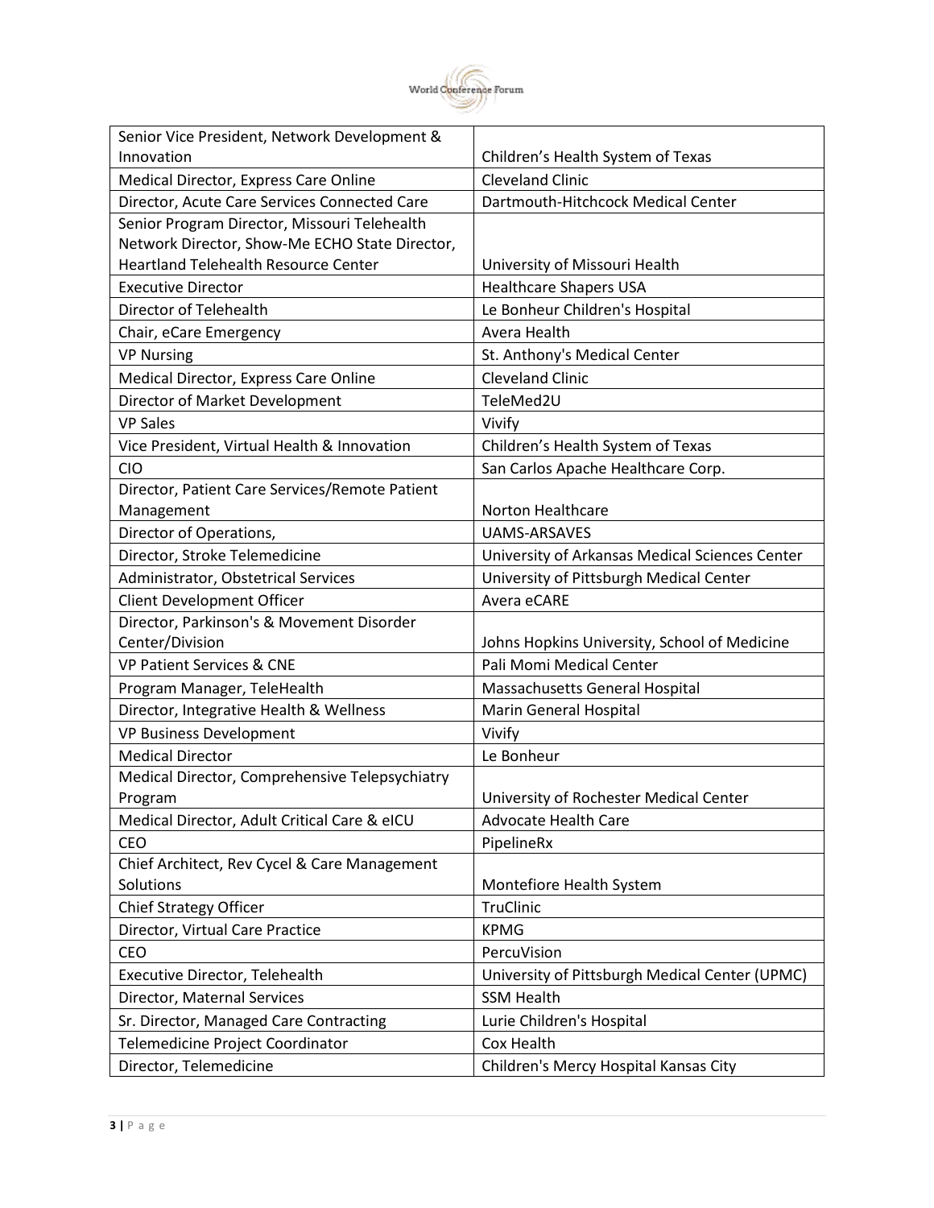| | |
|---|---|
| Senior Vice President, Network Development & Innovation | Children's Health System of Texas |
| Medical Director, Express Care Online | Cleveland Clinic |
| Director, Acute Care Services Connected Care | Dartmouth-Hitchcock Medical Center |
| Senior Program Director, Missouri Telehealth Network Director, Show-Me ECHO State Director, Heartland Telehealth Resource Center | University of Missouri Health |
| Executive Director | Healthcare Shapers USA |
| Director of Telehealth | Le Bonheur Children's Hospital |
| Chair, eCare Emergency | Avera Health |
| VP Nursing | St. Anthony's Medical Center |
| Medical Director, Express Care Online | Cleveland Clinic |
| Director of Market Development | TeleMed2U |
| VP Sales | Vivify |
| Vice President, Virtual Health & Innovation | Children's Health System of Texas |
| CIO | San Carlos Apache Healthcare Corp. |
| Director, Patient Care Services/Remote Patient Management | Norton Healthcare |
| Director of Operations, | UAMS-ARSAVES |
| Director, Stroke Telemedicine | University of Arkansas Medical Sciences Center |
| Administrator, Obstetrical Services | University of Pittsburgh Medical Center |
| Client Development Officer | Avera eCARE |
| Director, Parkinson's & Movement Disorder Center/Division | Johns Hopkins University, School of Medicine |
| VP Patient Services & CNE | Pali Momi Medical Center |
| Program Manager, TeleHealth | Massachusetts General Hospital |
| Director, Integrative Health & Wellness | Marin General Hospital |
| VP Business Development | Vivify |
| Medical Director | Le Bonheur |
| Medical Director, Comprehensive Telepsychiatry Program | University of Rochester Medical Center |
| Medical Director, Adult Critical Care & eICU | Advocate Health Care |
| CEO | PipelineRx |
| Chief Architect, Rev Cycel & Care Management Solutions | Montefiore Health System |
| Chief Strategy Officer | TruClinic |
| Director, Virtual Care Practice | KPMG |
| CEO | PercuVision |
| Executive Director, Telehealth | University of Pittsburgh Medical Center (UPMC) |
| Director, Maternal Services | SSM Health |
| Sr. Director, Managed Care Contracting | Lurie Children's Hospital |
| Telemedicine Project Coordinator | Cox Health |
| Director, Telemedicine | Children's Mercy Hospital Kansas City |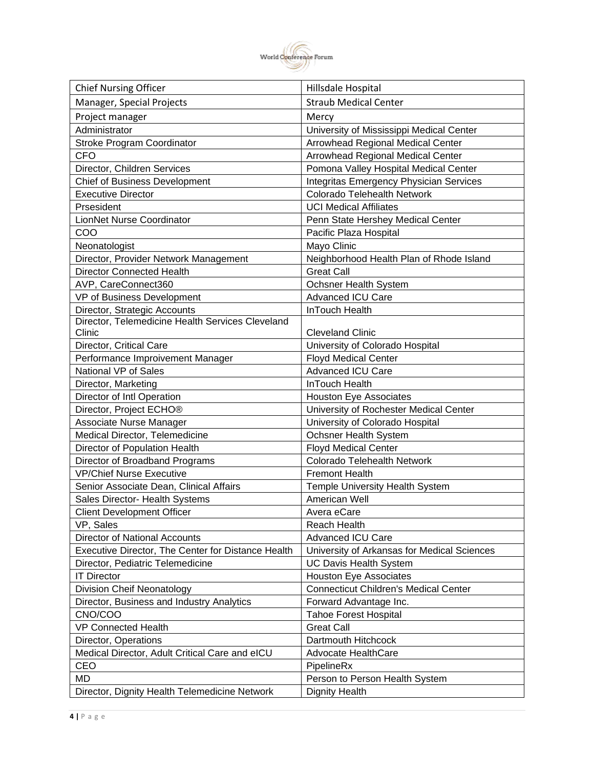| Chief Nursing Officer | Hillsdale Hospital |
|---|---|
| Manager, Special Projects | Straub Medical Center |
| Project manager | Mercy |
| Administrator | University of Mississippi Medical Center |
| Stroke Program Coordinator | Arrowhead Regional Medical Center |
| CFO | Arrowhead Regional Medical Center |
| Director, Children Services | Pomona Valley Hospital Medical Center |
| Chief of Business Development | Integritas Emergency Physician Services |
| Executive Director | Colorado Telehealth Network |
| Prsesident | UCI Medical Affiliates |
| LionNet Nurse Coordinator | Penn State Hershey Medical Center |
| COO | Pacific Plaza Hospital |
| Neonatologist | Mayo Clinic |
| Director, Provider Network Management | Neighborhood Health Plan of Rhode Island |
| Director Connected Health | Great Call |
| AVP, CareConnect360 | Ochsner Health System |
| VP of Business Development | Advanced ICU Care |
| Director, Strategic Accounts | InTouch Health |
| Director, Telemedicine Health Services Cleveland Clinic | Cleveland Clinic |
| Director, Critical Care | University of Colorado Hospital |
| Performance Improivement Manager | Floyd Medical Center |
| National VP of Sales | Advanced ICU Care |
| Director, Marketing | InTouch Health |
| Director of Intl Operation | Houston Eye Associates |
| Director, Project ECHO® | University of Rochester Medical Center |
| Associate Nurse Manager | University of Colorado Hospital |
| Medical Director, Telemedicine | Ochsner Health System |
| Director of Population Health | Floyd Medical Center |
| Director of Broadband Programs | Colorado Telehealth Network |
| VP/Chief Nurse Executive | Fremont Health |
| Senior Associate Dean, Clinical Affairs | Temple University Health System |
| Sales Director- Health Systems | American Well |
| Client Development Officer | Avera eCare |
| VP, Sales | Reach Health |
| Director of National Accounts | Advanced ICU Care |
| Executive Director, The Center for Distance Health | University of Arkansas for Medical Sciences |
| Director, Pediatric Telemedicine | UC Davis Health System |
| IT Director | Houston Eye Associates |
| Division Cheif Neonatology | Connecticut Children's Medical Center |
| Director, Business and Industry Analytics | Forward Advantage Inc. |
| CNO/COO | Tahoe Forest Hospital |
| VP Connected Health | Great Call |
| Director, Operations | Dartmouth Hitchcock |
| Medical Director, Adult Critical Care and eICU | Advocate HealthCare |
| CEO | PipelineRx |
| MD | Person to Person Health System |
| Director, Dignity Health Telemedicine Network | Dignity Health |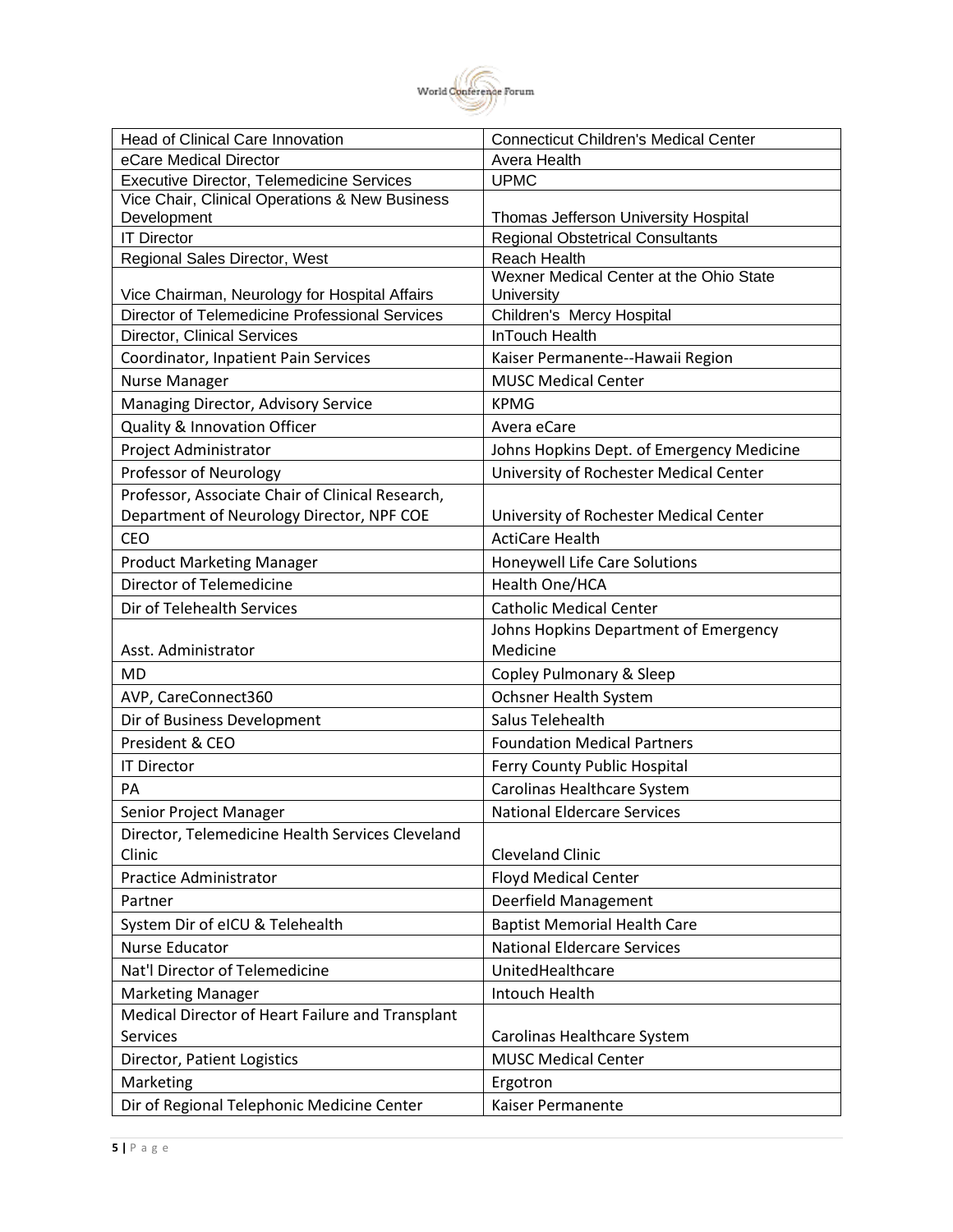| Head of Clinical Care Innovation | Connecticut Children's Medical Center |
|---|---|
| eCare Medical Director | Avera Health |
| Executive Director, Telemedicine Services | UPMC |
| Vice Chair, Clinical Operations & New Business Development | Thomas Jefferson University Hospital |
| IT Director | Regional Obstetrical Consultants |
| Regional Sales Director, West | Reach Health |
| Vice Chairman, Neurology for Hospital Affairs | Wexner Medical Center at the Ohio State University |
| Director of Telemedicine Professional Services | Children's Mercy Hospital |
| Director, Clinical Services | InTouch Health |
| Coordinator, Inpatient Pain Services | Kaiser Permanente--Hawaii Region |
| Nurse Manager | MUSC Medical Center |
| Managing Director, Advisory Service | KPMG |
| Quality & Innovation Officer | Avera eCare |
| Project Administrator | Johns Hopkins Dept. of Emergency Medicine |
| Professor of Neurology | University of Rochester Medical Center |
| Professor, Associate Chair of Clinical Research, Department of Neurology Director, NPF COE | University of Rochester Medical Center |
| CEO | ActiCare Health |
| Product Marketing Manager | Honeywell Life Care Solutions |
| Director of Telemedicine | Health One/HCA |
| Dir of Telehealth Services | Catholic Medical Center |
| Asst. Administrator | Johns Hopkins Department of Emergency Medicine |
| MD | Copley Pulmonary & Sleep |
| AVP, CareConnect360 | Ochsner Health System |
| Dir of Business Development | Salus Telehealth |
| President & CEO | Foundation Medical Partners |
| IT Director | Ferry County Public Hospital |
| PA | Carolinas Healthcare System |
| Senior Project Manager | National Eldercare Services |
| Director, Telemedicine Health Services Cleveland Clinic | Cleveland Clinic |
| Practice Administrator | Floyd Medical Center |
| Partner | Deerfield Management |
| System Dir of eICU & Telehealth | Baptist Memorial Health Care |
| Nurse Educator | National Eldercare Services |
| Nat'l Director of Telemedicine | UnitedHealthcare |
| Marketing Manager | Intouch Health |
| Medical Director of Heart Failure and Transplant Services | Carolinas Healthcare System |
| Director, Patient Logistics | MUSC Medical Center |
| Marketing | Ergotron |
| Dir of Regional Telephonic Medicine Center | Kaiser Permanente |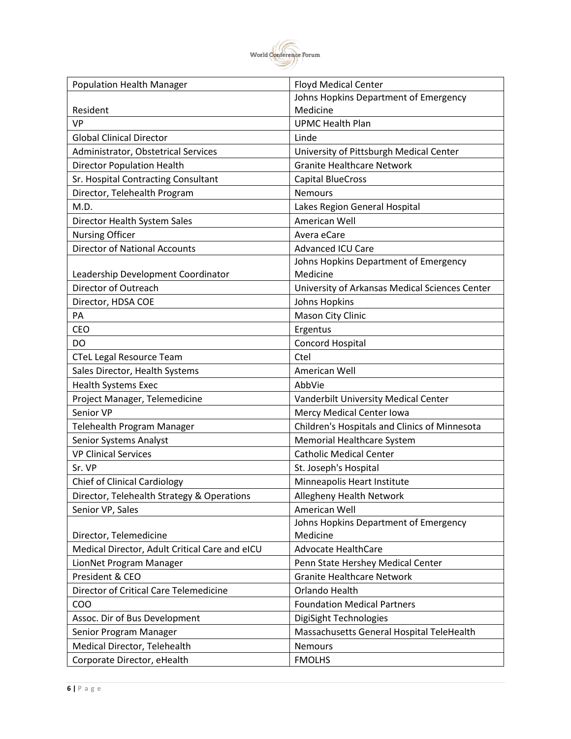| Population Health Manager | Floyd Medical Center |
|---|---|
| Resident | Johns Hopkins Department of Emergency Medicine |
| VP | UPMC Health Plan |
| Global Clinical Director | Linde |
| Administrator, Obstetrical Services | University of Pittsburgh Medical Center |
| Director Population Health | Granite Healthcare Network |
| Sr. Hospital Contracting Consultant | Capital BlueCross |
| Director, Telehealth Program | Nemours |
| M.D. | Lakes Region General Hospital |
| Director Health System Sales | American Well |
| Nursing Officer | Avera eCare |
| Director of National Accounts | Advanced ICU Care |
| Leadership Development Coordinator | Johns Hopkins Department of Emergency Medicine |
| Director of Outreach | University of Arkansas Medical Sciences Center |
| Director, HDSA COE | Johns Hopkins |
| PA | Mason City Clinic |
| CEO | Ergentus |
| DO | Concord Hospital |
| CTeL Legal Resource Team | Ctel |
| Sales Director, Health Systems | American Well |
| Health Systems Exec | AbbVie |
| Project Manager, Telemedicine | Vanderbilt University Medical Center |
| Senior VP | Mercy Medical Center Iowa |
| Telehealth Program Manager | Children's Hospitals and Clinics of Minnesota |
| Senior Systems Analyst | Memorial Healthcare System |
| VP Clinical Services | Catholic Medical Center |
| Sr. VP | St. Joseph's Hospital |
| Chief of Clinical Cardiology | Minneapolis Heart Institute |
| Director, Telehealth Strategy & Operations | Allegheny Health Network |
| Senior VP, Sales | American Well |
| Director, Telemedicine | Johns Hopkins Department of Emergency Medicine |
| Medical Director, Adult Critical Care and eICU | Advocate HealthCare |
| LionNet Program Manager | Penn State Hershey Medical Center |
| President & CEO | Granite Healthcare Network |
| Director of Critical Care Telemedicine | Orlando Health |
| COO | Foundation Medical Partners |
| Assoc. Dir of Bus Development | DigiSight Technologies |
| Senior Program Manager | Massachusetts General Hospital TeleHealth |
| Medical Director, Telehealth | Nemours |
| Corporate Director, eHealth | FMOLHS |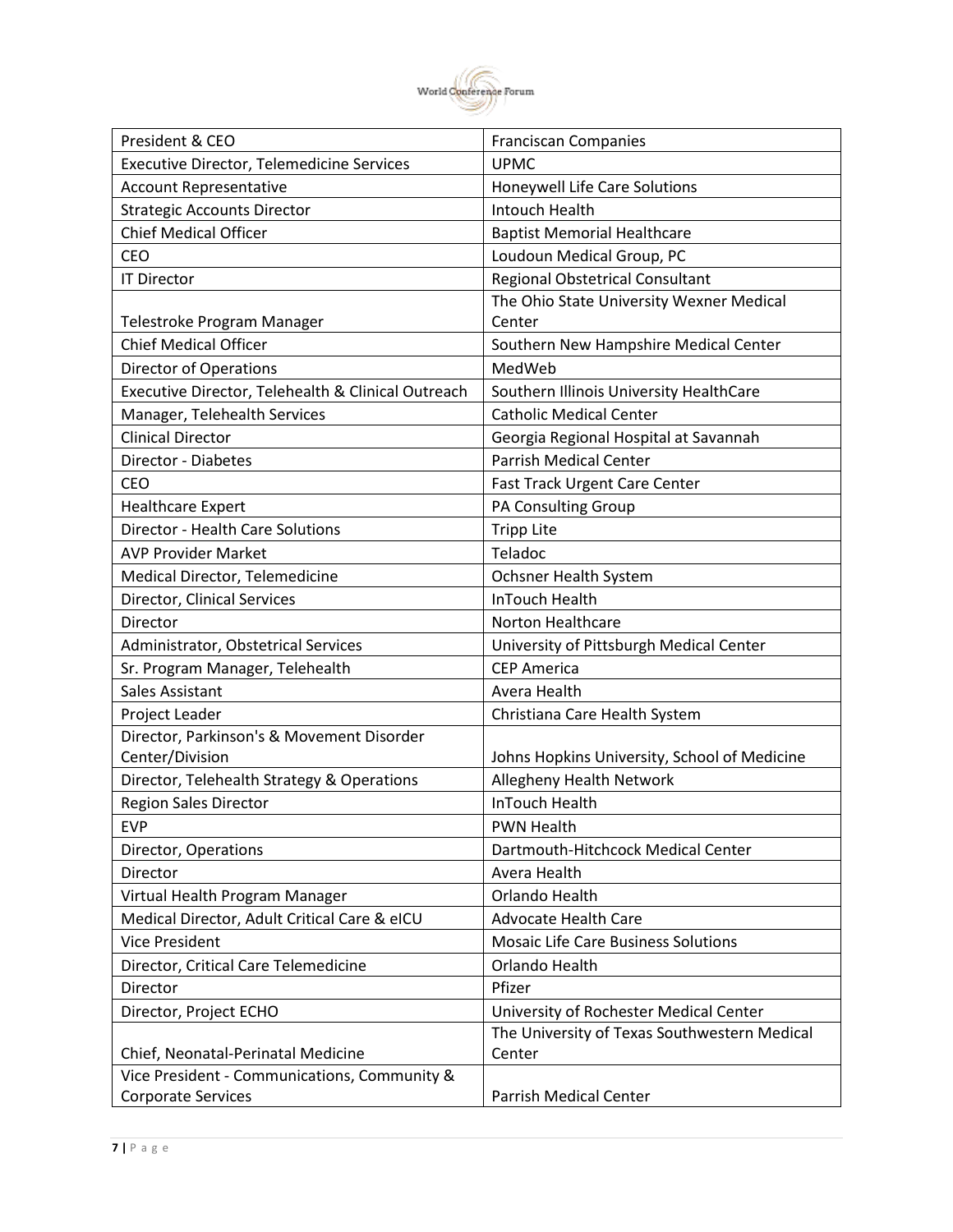| President & CEO | Franciscan Companies |
|---|---|
| Executive Director, Telemedicine Services | UPMC |
| Account Representative | Honeywell Life Care Solutions |
| Strategic Accounts Director | Intouch Health |
| Chief Medical Officer | Baptist Memorial Healthcare |
| CEO | Loudoun Medical Group, PC |
| IT Director | Regional Obstetrical Consultant |
| Telestroke Program Manager | The Ohio State University Wexner Medical Center |
| Chief Medical Officer | Southern New Hampshire Medical Center |
| Director of Operations | MedWeb |
| Executive Director, Telehealth & Clinical Outreach | Southern Illinois University HealthCare |
| Manager, Telehealth Services | Catholic Medical Center |
| Clinical Director | Georgia Regional Hospital at Savannah |
| Director - Diabetes | Parrish Medical Center |
| CEO | Fast Track Urgent Care Center |
| Healthcare Expert | PA Consulting Group |
| Director - Health Care Solutions | Tripp Lite |
| AVP Provider Market | Teladoc |
| Medical Director, Telemedicine | Ochsner Health System |
| Director, Clinical Services | InTouch Health |
| Director | Norton Healthcare |
| Administrator, Obstetrical Services | University of Pittsburgh Medical Center |
| Sr. Program Manager, Telehealth | CEP America |
| Sales Assistant | Avera Health |
| Project Leader | Christiana Care Health System |
| Director, Parkinson's & Movement Disorder Center/Division | Johns Hopkins University, School of Medicine |
| Director, Telehealth Strategy & Operations | Allegheny Health Network |
| Region Sales Director | InTouch Health |
| EVP | PWN Health |
| Director, Operations | Dartmouth-Hitchcock Medical Center |
| Director | Avera Health |
| Virtual Health Program Manager | Orlando Health |
| Medical Director, Adult Critical Care & eICU | Advocate Health Care |
| Vice President | Mosaic Life Care Business Solutions |
| Director, Critical Care Telemedicine | Orlando Health |
| Director | Pfizer |
| Director, Project ECHO | University of Rochester Medical Center |
| Chief, Neonatal-Perinatal Medicine | The University of Texas Southwestern Medical Center |
| Vice President - Communications, Community & Corporate Services | Parrish Medical Center |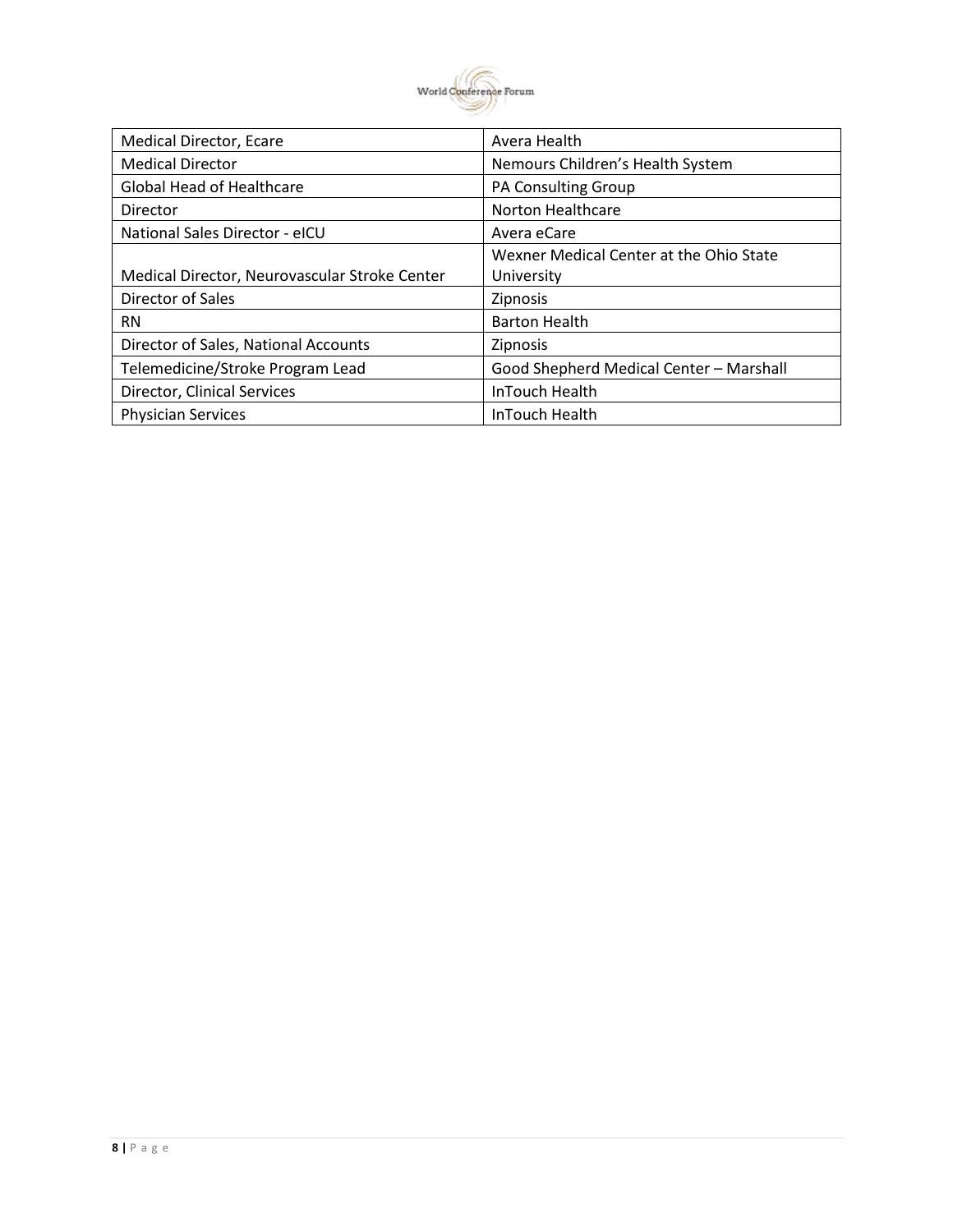| | |
|---|---|
| Medical Director, Ecare | Avera Health |
| Medical Director | Nemours Children's Health System |
| Global Head of Healthcare | PA Consulting Group |
| Director | Norton Healthcare |
| National Sales Director - eICU | Avera eCare |
| Medical Director, Neurovascular Stroke Center | Wexner Medical Center at the Ohio State University |
| Director of Sales | Zipnosis |
| RN | Barton Health |
| Director of Sales, National Accounts | Zipnosis |
| Telemedicine/Stroke Program Lead | Good Shepherd Medical Center – Marshall |
| Director, Clinical Services | InTouch Health |
| Physician Services | InTouch Health |